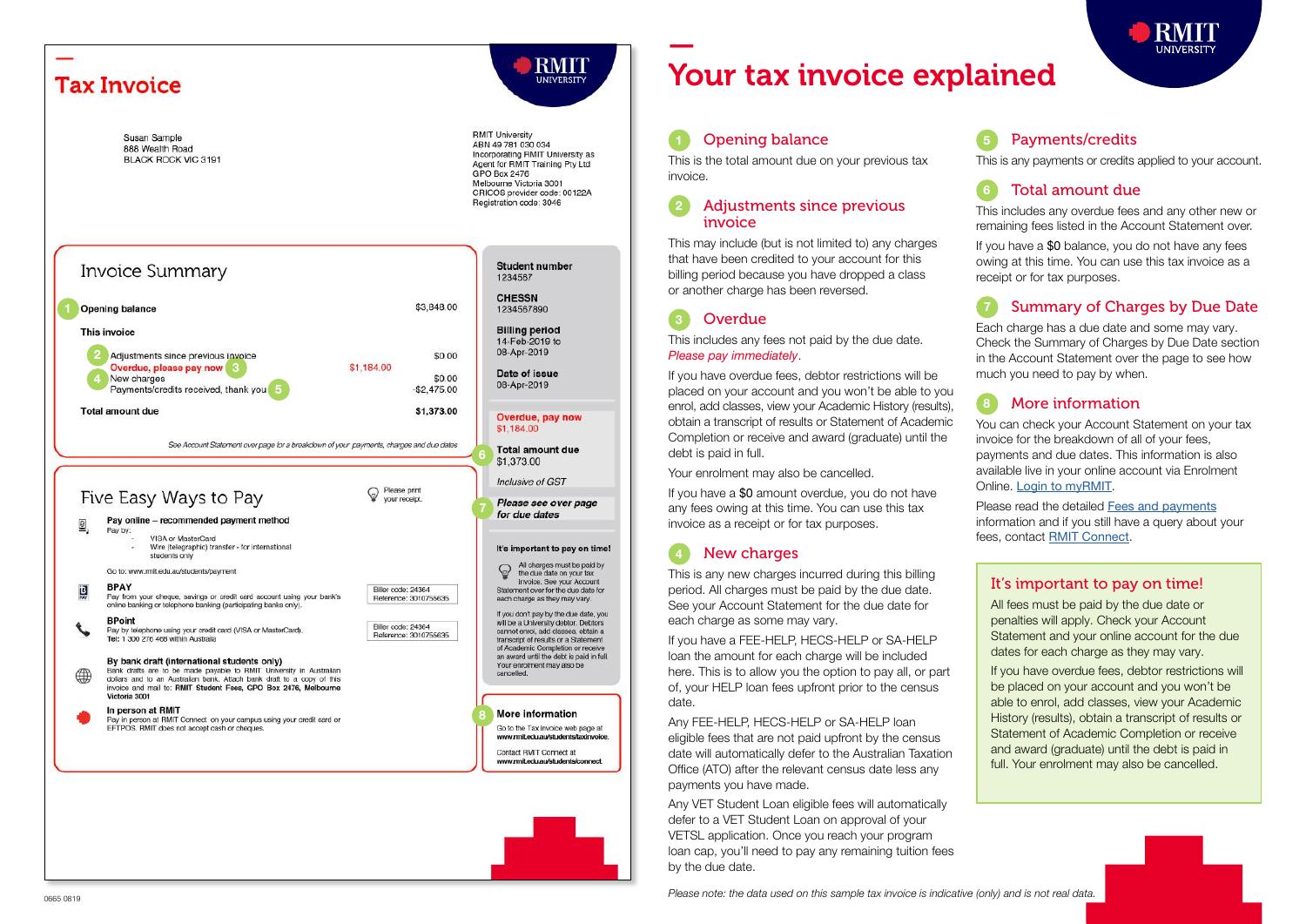# Tax Invoice

RMIT UNIVERSITY

Susan Sample
888 Wealth Road
BLACK ROCK VIC 3191

RMIT University
ABN 49 781 030 034
Incorporating RMIT University as Agent for RMIT Training Pty Ltd
GPO Box 2476
Melbourne Victoria 3001
CRICOS provider code: 00122A
Registration code: 3046

## Invoice Summary

| | | |
|---|---|---|
| 1 Opening balance | | $3,848.00 |
| **This invoice** | | |
| 2 Adjustments since previous invoice | | $0.00 |
| 3 **Overdue, please pay now** | $1,184.00 | |
| 4 New charges | | $0.00 |
| 5 Payments/credits received, thank you | | -$2,475.00 |
| **Total amount due** | | **$1,373.00** |

*See Account Statement over page for a breakdown of your payments, charges and due dates*

**Student number**
1234567

**CHESSN**
1234567890

**Billing period**
14-Feb-2019 to
08-Apr-2019

**Date of issue**
08-Apr-2019

**Overdue, pay now**
$1,184.00

6 **Total amount due**
$1,373.00

*Inclusive of GST*

7 ***Please see over page for due dates***

**It's important to pay on time!**

All charges must be paid by the due date on your tax invoice. See your Account Statement over for the due date for each charge as they may vary.

If you don't pay by the due date, you will be a University debtor. Debtors cannot enrol, add classes, obtain a transcript of results or a Statement of Academic Completion or receive an award until the debt is paid in full. Your enrolment may also be cancelled.

## Five Easy Ways to Pay

Please print your receipt.

**Pay online – recommended payment method**
Pay by:
- VISA or MasterCard
- Wire (telegraphic) transfer - for international students only

Go to: www.rmit.edu.au/students/payment

**BPAY**
Pay from your cheque, savings or credit card account using your bank's online banking or telephone banking (participating banks only).

Biller code: 24364
Reference: 3010755635

**BPoint**
Pay by telephone using your credit card (VISA or MasterCard).
**Tel:** 1 300 276 468 within Australia

Biller code: 24364
Reference: 3010755635

**By bank draft (international students only)**
Bank drafts are to be made payable to RMIT University in Australian dollars and to an Australian bank. Attach bank draft to a copy of this invoice and mail to: **RMIT Student Fees, GPO Box 2476, Melbourne Victoria 3001**

**In person at RMIT**
Pay in person at RMIT Connect on your campus using your credit card or EFTPOS. RMIT does not accept cash or cheques.

8 **More information**

Go to the Tax invoice web page at **www.rmit.edu.au/students/taxinvoice**.

Contact RMIT Connect at **www.rmit.edu.au/students/connect**

0665 0819

# Your tax invoice explained

### 1 Opening balance

This is the total amount due on your previous tax invoice.

### 2 Adjustments since previous invoice

This may include (but is not limited to) any charges that have been credited to your account for this billing period because you have dropped a class or another charge has been reversed.

### 3 Overdue

This includes any fees not paid by the due date. *Please pay immediately*.

If you have overdue fees, debtor restrictions will be placed on your account and you won't be able to you enrol, add classes, view your Academic History (results), obtain a transcript of results or a Statement of Academic Completion or receive and award (graduate) until the debt is paid in full.

Your enrolment may also be cancelled.

If you have a $0 amount overdue, you do not have any fees owing at this time. You can use this tax invoice as a receipt or for tax purposes.

### 4 New charges

This is any new charges incurred during this billing period. All charges must be paid by the due date. See your Account Statement over for the due date for each charge as some may vary.

If you have a FEE-HELP, HECS-HELP or SA-HELP loan the amount for each charge will be included here. This is to allow you the option to pay all, or part of, your HELP loan fees upfront prior to the census date.

Any FEE-HELP, HECS-HELP or SA-HELP loan eligible fees that are not paid upfront by the census date will automatically defer to the Australian Taxation Office (ATO) after the relevant census date less any payments you have made.

Any VET Student Loan eligible fees will automatically defer to a VET Student Loan on approval of your VETSL application. Once you reach your program loan cap, you'll need to pay any remaining tuition fees by the due date.

### 5 Payments/credits

This is any payments or credits applied to your account.

### 6 Total amount due

This includes any overdue fees and any other new or remaining fees listed in the Account Statement over.

If you have a $0 balance, you do not have any fees owing at this time. You can use this tax invoice as a receipt or for tax purposes.

### 7 Summary of Charges by Due Date

Each charge has a due date and some may vary. Check the Summary of Charges by Due Date section in the Account Statement over the page to see how much you need to pay by when.

### 8 More information

You can check your Account Statement on your tax invoice for the breakdown of all of your fees, payments and due dates. This information is also available live in your online account via Enrolment Online. Login to myRMIT.

Please read the detailed Fees and payments information and if you still have a query about your fees, contact RMIT Connect.

### It's important to pay on time!

All fees must be paid by the due date or penalties will apply. Check your Account Statement and your online account for the due dates for each charge as they may vary.

If you have overdue fees, debtor restrictions will be placed on your account and you won't be able to enrol, add classes, view your Academic History (results), obtain a transcript of results or Statement of Academic Completion or receive and award (graduate) until the debt is paid in full. Your enrolment may also be cancelled.

*Please note: the data used on this sample tax invoice is indicative (only) and is not real data.*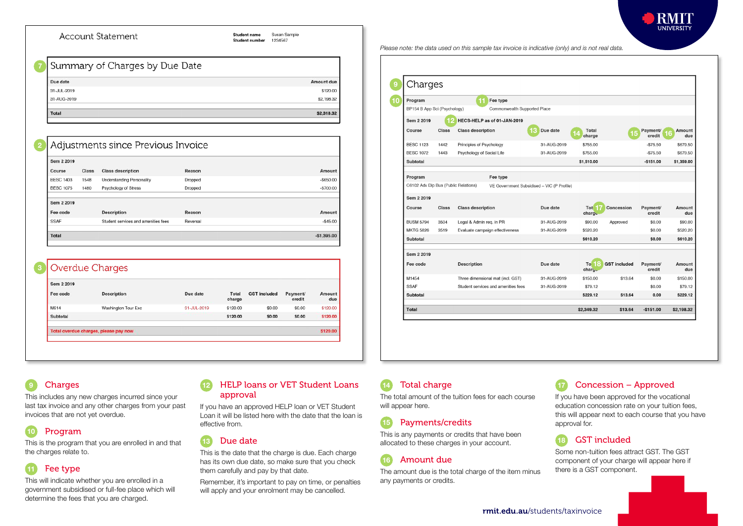# Account Statement

**Student name** Susan Sample
**Student number** 1234567

## 7 Summary of Charges by Due Date

| Due date | Amount due |
|---|---|
| 31-JUL-2019 | $120.00 |
| 31-AUG-2019 | $2,198.32 |
| **Total** | **$2,318.32** |

## 2 Adjustments since Previous Invoice

**Sem 2 2019**

| Course | Class | Class description | Reason | Amount |
|---|---|---|---|---|
| BESC 1403 | 1548 | Understanding Personality | Dropped | -$650.00 |
| BESC 1075 | 1480 | Psychology of Stress | Dropped | -$700.00 |

**Sem 2 2019**

| Fee code | Description | Reason | Amount |
|---|---|---|---|
| SSAF | Student services and amenities fees | Reversal | -$45.00 |
| **Total** | | | **-$1,395.00** |

## 3 Overdue Charges

**Sem 2 2019**

| Fee code | Description | Due date | Total charge | GST included | Payment/ credit | Amount due |
|---|---|---|---|---|---|---|
| M014 | Washington Tour Exc | 31-JUL-2019 | $120.00 | $0.00 | $0.00 | $120.00 |
| Subtotal | | | $120.00 | $0.00 | $0.00 | $120.00 |
| **Total overdue charges, please pay now** | | | | | | **$120.00** |

*Please note: the data used on this sample tax invoice is indicative (only) and is not real data.*

## 9 Charges

| 10 Program | 11 Fee type |
|---|---|
| BP154 B App Sci (Psychology) | Commonwealth Supported Place |

**Sem 2 2019** — 12 **HECS-HELP as of 01-JAN-2019**

| Course | Class | Class description | 13 Due date | 14 Total charge | 15 Payment/ credit | 16 Amount due |
|---|---|---|---|---|---|---|
| BESC 1123 | 1442 | Principles of Psychology | 31-AUG-2019 | $755.00 | -$75.50 | $679.50 |
| BESC 1072 | 1443 | Psychology of Social Life | 31-AUG-2019 | $755.00 | -$75.50 | $679.50 |
| **Subtotal** | | | | **$1,510.00** | **-$151.00** | **$1,359.00** |

| Program | Fee type |
|---|---|
| C6102 Adv Dip Bus (Public Relations) | VE Government Subsidised – VIC (P Profile) |

**Sem 2 2019**

| Course | Class | Class description | Due date | Total charge | 17 Concession | Payment/ credit | Amount due |
|---|---|---|---|---|---|---|---|
| BUSM 5794 | 3504 | Legal & Admin req. in PR | 31-AUG-2019 | $90.00 | Approved | $0.00 | $90.00 |
| MKTG 5826 | 3519 | Evaluate campaign effectiveness | 31-AUG-2019 | $520.20 | | $0.00 | $520.20 |
| **Subtotal** | | | | **$610.20** | | **$0.00** | **$610.20** |

**Sem 2 2019**

| Fee code | Description | Due date | Total charge | 18 GST included | Payment/ credit | Amount due |
|---|---|---|---|---|---|---|
| M1454 | Three dimensional mat (incl. GST) | 31-AUG-2019 | $150.00 | $13.64 | $0.00 | $150.00 |
| SSAF | Student services and amenities fees | 31-AUG-2019 | $79.12 | | $0.00 | $79.12 |
| **Subtotal** | | | **$229.12** | **$13.64** | **0.00** | **$229.12** |
| **Total** | | | **$2,349.32** | **$13.64** | **-$151.00** | **$2,198.32** |

### 9 Charges

This includes any new charges incurred since your last tax invoice and any other charges from your past invoices that are not yet overdue.

### 10 Program

This is the program that you are enrolled in and that the charges relate to.

### 11 Fee type

This will indicate whether you are enrolled in a government subsidised or full-fee place which will determine the fees that you are charged.

### 12 HELP loans or VET Student Loans approval

If you have an approved HELP loan or VET Student Loan it will be listed here with the date that the loan is effective from.

### 13 Due date

This is the date that the charge is due. Each charge has its own due date, so make sure that you check them carefully and pay by that date.

Remember, it's important to pay on time, or penalties will apply and your enrolment may be cancelled.

### 14 Total charge

The total amount of the tuition fees for each course will appear here.

### 15 Payments/credits

This is any payments or credits that have been allocated to these charges in your account.

### 16 Amount due

The amount due is the total charge of the item minus any payments or credits.

### 17 Concession – Approved

If you have been approved for the vocational education concession rate on your tuition fees, this will appear next to each course that you have approval for.

### 18 GST included

Some non-tuition fees attract GST. The GST component of your charge will appear here if there is a GST component.

**rmit.edu.au**/students/taxinvoice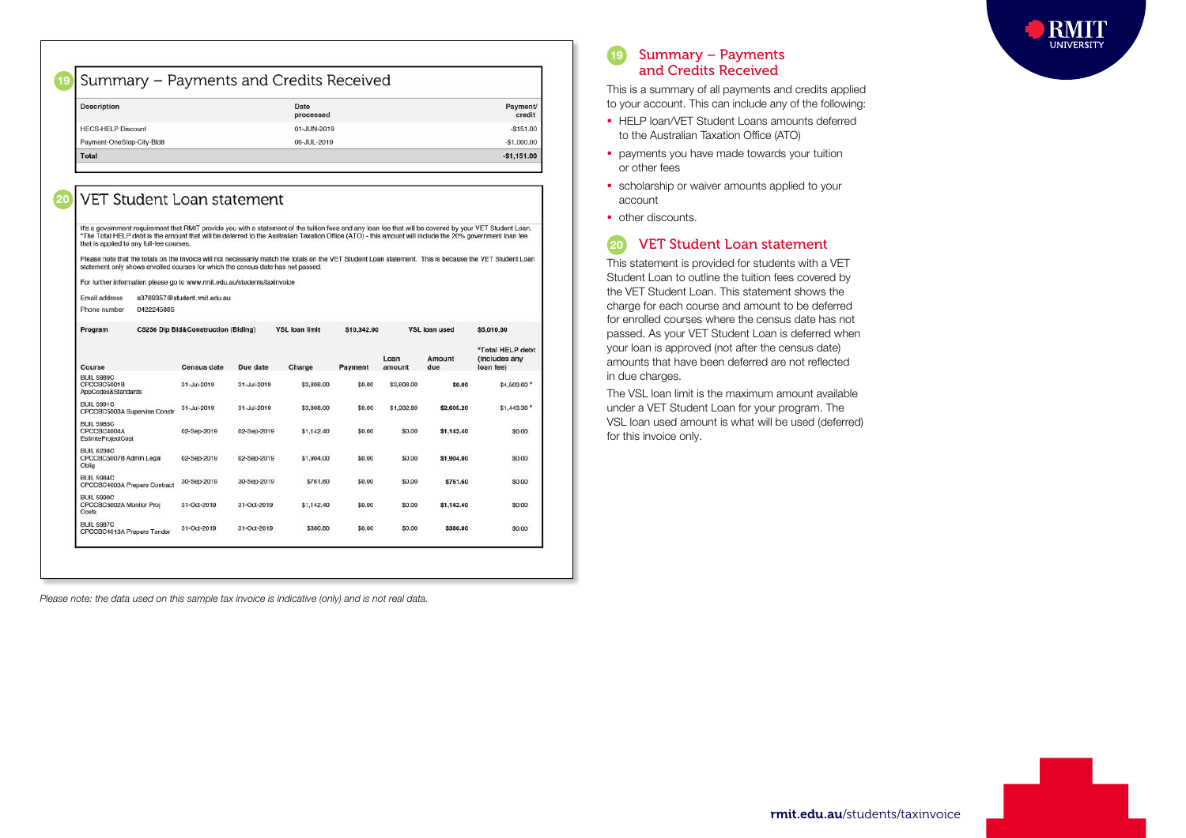## 19 Summary – Payments and Credits Received

| Description | Date processed | Payment/ credit |
|---|---|---|
| HECS-HELP Discount | 01-JUN-2019 | -$151.00 |
| Payment-OneStop-City-Bld8 | 06-JUL-2019 | -$1,000.00 |
| **Total** | | **-$1,151.00** |

## 20 VET Student Loan statement

It's a government requirement that RMIT provide you with a statement of the tuition fees and any loan fee that will be covered by your VET Student Loan.
*The Total HELP debt is the amount that will be deferred to the Australian Taxation Office (ATO) - this amount will include the 20% government loan fee that is applied to any full-fee courses.

Please note that the totals on the invoice will not necessarily match the totals on the VET Student Loan statement. This is because the VET Student Loan statement only shows enrolled courses for which the census date has not passed.

For further information please go to www.rmit.edu.au/students/taxinvoice

Email address s3769357@student.rmit.edu.au

Phone number 0422245865

**Program** C5256 Dip Bld&Construction (Blding) **VSL loan limit** $10,342.00 **VSL loan used** $5,010.80

| Course | Census date | Due date | Charge | Payment | Loan amount | Amount due | *Total HELP debt (includes any loan fee) |
|---|---|---|---|---|---|---|---|
| BUIL 5989C CPCCBC5001B AppCodes&Standards | 31-Jul-2019 | 31-Jul-2019 | $3,808.00 | $0.00 | $3,808.00 | $0.00 | $4,569.60 * |
| BUIL 5991C CPCCBC5003A Supervise Constr | 31-Jul-2019 | 31-Jul-2019 | $3,808.00 | $0.00 | $1,202.80 | $2,605.20 | $1,443.36 * |
| BUIL 5985C CPCCBC4004A EstimateProjectCost | 02-Sep-2019 | 02-Sep-2019 | $1,142.40 | $0.00 | $0.00 | $1,142.40 | $0.00 |
| BUIL 6238C CPCCBC5007B Admin Legal Oblig | 02-Sep-2019 | 02-Sep-2019 | $1,904.00 | $0.00 | $0.00 | $1,904.00 | $0.00 |
| BUIL 5984C CPCCBC4003A Prepare Contract | 30-Sep-2019 | 30-Sep-2019 | $761.60 | $0.00 | $0.00 | $761.60 | $0.00 |
| BUIL 5990C CPCCBC5002A Monitor Proj Costs | 31-Oct-2019 | 31-Oct-2019 | $1,142.40 | $0.00 | $0.00 | $1,142.40 | $0.00 |
| BUIL 5987C CPCCBC4013A Prepare Tender | 31-Oct-2019 | 31-Oct-2019 | $380.80 | $0.00 | $0.00 | $380.80 | $0.00 |

*Please note: the data used on this sample tax invoice is indicative (only) and is not real data.*

## 19 Summary – Payments and Credits Received

This is a summary of all payments and credits applied to your account. This can include any of the following:

- HELP loan/VET Student Loans amounts deferred to the Australian Taxation Office (ATO)
- payments you have made towards your tuition or other fees
- scholarship or waiver amounts applied to your account
- other discounts.

## 20 VET Student Loan statement

This statement is provided for students with a VET Student Loan to outline the tuition fees covered by the VET Student Loan. This statement shows the charge for each course and amount to be deferred for enrolled courses where the census date has not passed. As your VET Student Loan is deferred when your loan is approved (not after the census date) amounts that have been deferred are not reflected in due charges.

The VSL loan limit is the maximum amount available under a VET Student Loan for your program. The VSL loan used amount is what will be used (deferred) for this invoice only.